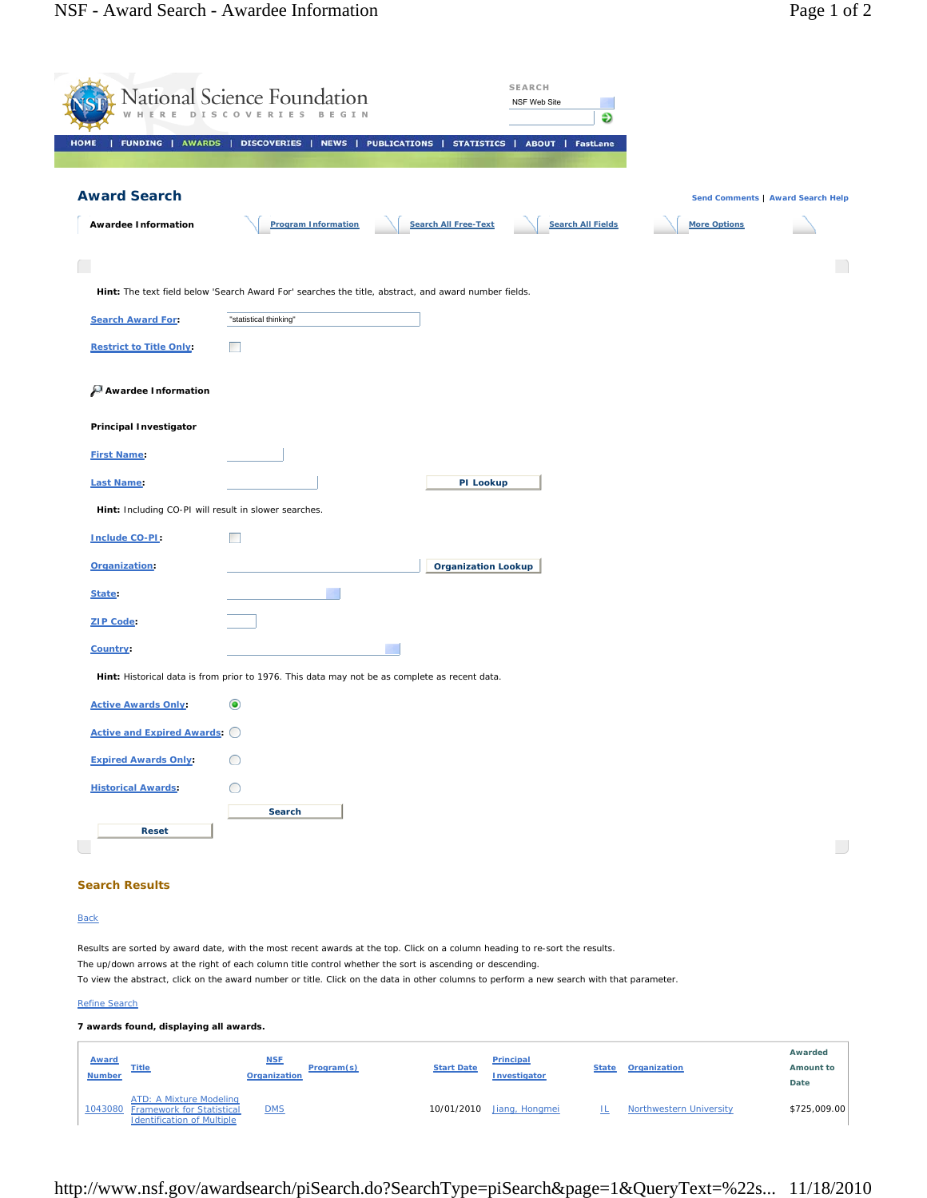National Science Foundation
WHERE DISCOVERIES BEGIN

SEARCH
NSF Web Site

HOME | FUNDING | AWARDS | DISCOVERIES | NEWS | PUBLICATIONS | STATISTICS | ABOUT | FastLane

## Award Search

Send Comments | Award Search Help

Awardee Information | Program Information | Search All Free-Text | Search All Fields | More Options

**Hint:** The text field below 'Search Award For' searches the title, abstract, and award number fields.

Search Award For: "statistical thinking"

Restrict to Title Only:

### Awardee Information

**Principal Investigator**

First Name:

Last Name: PI Lookup

**Hint:** Including CO-PI will result in slower searches.

Include CO-PI:

Organization: Organization Lookup

State:

ZIP Code:

Country:

**Hint:** Historical data is from prior to 1976. This data may not be as complete as recent data.

Active Awards Only:

Active and Expired Awards:

Expired Awards Only:

Historical Awards:

Search

Reset

## Search Results

Back

Results are sorted by award date, with the most recent awards at the top. Click on a column heading to re-sort the results.
The up/down arrows at the right of each column title control whether the sort is ascending or descending.
To view the abstract, click on the award number or title. Click on the data in other columns to perform a new search with that parameter.

Refine Search

**7 awards found, displaying all awards.**

| Award Number | Title | NSF Organization | Program(s) | Start Date | Principal Investigator | State | Organization | Awarded Amount to Date |
|---|---|---|---|---|---|---|---|---|
| 1043080 | ATD: A Mixture Modeling Framework for Statistical Identification of Multiple | DMS | | 10/01/2010 | Jiang, Hongmei | IL | Northwestern University | $725,009.00 |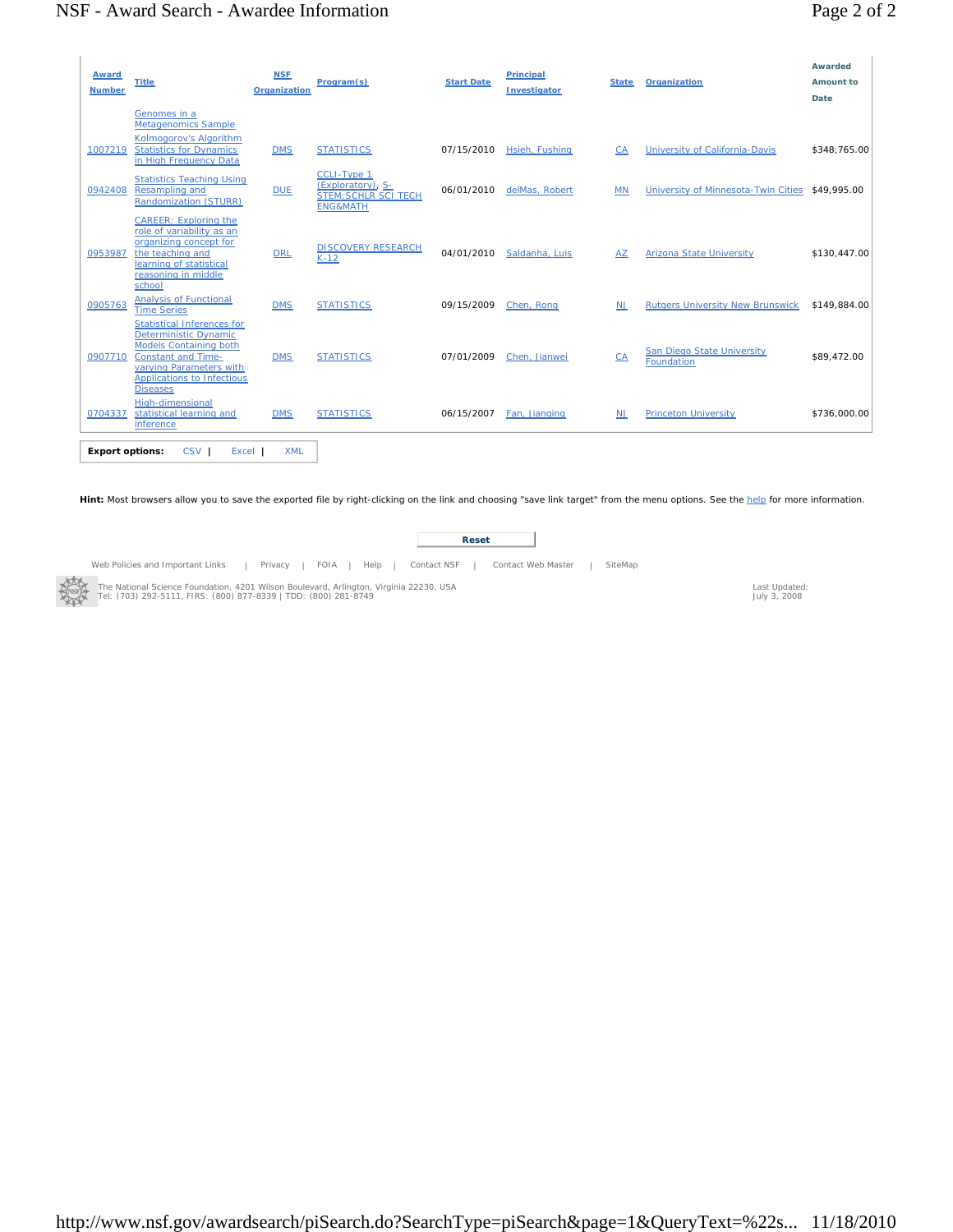| Award Number | Title | NSF Organization | Program(s) | Start Date | Principal Investigator | State | Organization | Awarded Amount to Date |
|---|---|---|---|---|---|---|---|---|
| | Genomes in a Metagenomics Sample | | | | | | | |
| 1007219 | Kolmogorov's Algorithm Statistics for Dynamics in High Frequency Data | DMS | STATISTICS | 07/15/2010 | Hsieh, Fushing | CA | University of California-Davis | $348,765.00 |
| 0942408 | Statistics Teaching Using Resampling and Randomization (STURR) | DUE | CCLI-Type 1 (Exploratory), S-STEM:SCHLR SCI TECH ENG&MATH | 06/01/2010 | delMas, Robert | MN | University of Minnesota-Twin Cities | $49,995.00 |
| 0953987 | CAREER: Exploring the role of variability as an organizing concept for the teaching and learning of statistical reasoning in middle school | DRL | DISCOVERY RESEARCH K-12 | 04/01/2010 | Saldanha, Luis | AZ | Arizona State University | $130,447.00 |
| 0905763 | Analysis of Functional Time Series | DMS | STATISTICS | 09/15/2009 | Chen, Rong | NJ | Rutgers University New Brunswick | $149,884.00 |
| 0907710 | Statistical Inferences for Deterministic Dynamic Models Containing both Constant and Time-varying Parameters with Applications to Infectious Diseases | DMS | STATISTICS | 07/01/2009 | Chen, Jianwei | CA | San Diego State University Foundation | $89,472.00 |
| 0704337 | High-dimensional statistical learning and inference | DMS | STATISTICS | 06/15/2007 | Fan, Jianqing | NJ | Princeton University | $736,000.00 |

**Export options:** CSV | Excel | XML

**Hint:** Most browsers allow you to save the exported file by right-clicking on the link and choosing "save link target" from the menu options. See the help for more information.

Reset

Web Policies and Important Links | Privacy | FOIA | Help | Contact NSF | Contact Web Master | SiteMap

The National Science Foundation, 4201 Wilson Boulevard, Arlington, Virginia 22230, USA
Tel: (703) 292-5111, FIRS: (800) 877-8339 | TDD: (800) 281-8749

Last Updated:
July 3, 2008